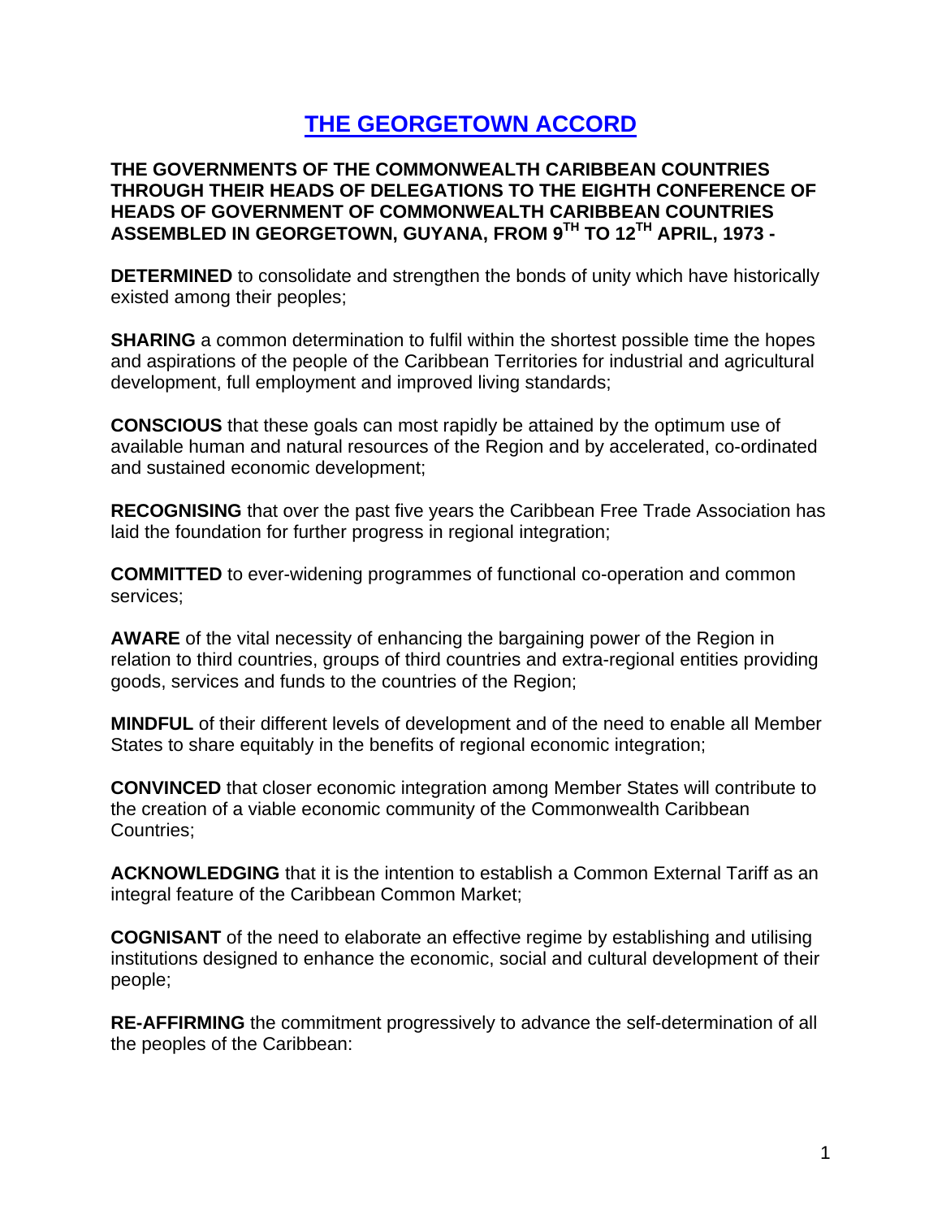# THE GEORGETOWN ACCORD

**THE GOVERNMENTS OF THE COMMONWEALTH CARIBBEAN COUNTRIES THROUGH THEIR HEADS OF DELEGATIONS TO THE EIGHTH CONFERENCE OF HEADS OF GOVERNMENT OF COMMONWEALTH CARIBBEAN COUNTRIES ASSEMBLED IN GEORGETOWN, GUYANA, FROM 9TH TO 12TH APRIL, 1973 -**

**DETERMINED** to consolidate and strengthen the bonds of unity which have historically existed among their peoples;

**SHARING** a common determination to fulfil within the shortest possible time the hopes and aspirations of the people of the Caribbean Territories for industrial and agricultural development, full employment and improved living standards;

**CONSCIOUS** that these goals can most rapidly be attained by the optimum use of available human and natural resources of the Region and by accelerated, co-ordinated and sustained economic development;

**RECOGNISING** that over the past five years the Caribbean Free Trade Association has laid the foundation for further progress in regional integration;

**COMMITTED** to ever-widening programmes of functional co-operation and common services;

**AWARE** of the vital necessity of enhancing the bargaining power of the Region in relation to third countries, groups of third countries and extra-regional entities providing goods, services and funds to the countries of the Region;

**MINDFUL** of their different levels of development and of the need to enable all Member States to share equitably in the benefits of regional economic integration;

**CONVINCED** that closer economic integration among Member States will contribute to the creation of a viable economic community of the Commonwealth Caribbean Countries;

**ACKNOWLEDGING** that it is the intention to establish a Common External Tariff as an integral feature of the Caribbean Common Market;

**COGNISANT** of the need to elaborate an effective regime by establishing and utilising institutions designed to enhance the economic, social and cultural development of their people;

**RE-AFFIRMING** the commitment progressively to advance the self-determination of all the peoples of the Caribbean: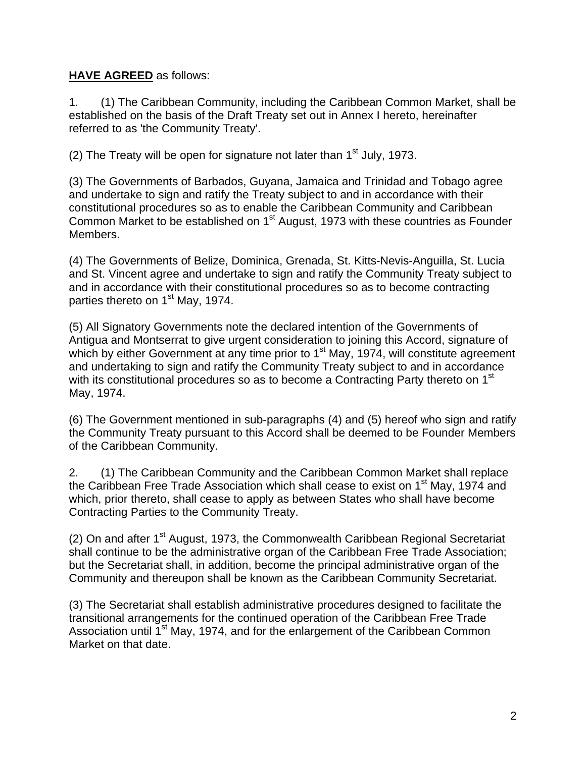**HAVE AGREED** as follows:

1. (1) The Caribbean Community, including the Caribbean Common Market, shall be established on the basis of the Draft Treaty set out in Annex I hereto, hereinafter referred to as 'the Community Treaty'.

(2) The Treaty will be open for signature not later than 1st July, 1973.

(3) The Governments of Barbados, Guyana, Jamaica and Trinidad and Tobago agree and undertake to sign and ratify the Treaty subject to and in accordance with their constitutional procedures so as to enable the Caribbean Community and Caribbean Common Market to be established on 1st August, 1973 with these countries as Founder Members.

(4) The Governments of Belize, Dominica, Grenada, St. Kitts-Nevis-Anguilla, St. Lucia and St. Vincent agree and undertake to sign and ratify the Community Treaty subject to and in accordance with their constitutional procedures so as to become contracting parties thereto on 1st May, 1974.

(5) All Signatory Governments note the declared intention of the Governments of Antigua and Montserrat to give urgent consideration to joining this Accord, signature of which by either Government at any time prior to 1st May, 1974, will constitute agreement and undertaking to sign and ratify the Community Treaty subject to and in accordance with its constitutional procedures so as to become a Contracting Party thereto on 1st May, 1974.

(6) The Government mentioned in sub-paragraphs (4) and (5) hereof who sign and ratify the Community Treaty pursuant to this Accord shall be deemed to be Founder Members of the Caribbean Community.

2. (1) The Caribbean Community and the Caribbean Common Market shall replace the Caribbean Free Trade Association which shall cease to exist on 1st May, 1974 and which, prior thereto, shall cease to apply as between States who shall have become Contracting Parties to the Community Treaty.

(2) On and after 1st August, 1973, the Commonwealth Caribbean Regional Secretariat shall continue to be the administrative organ of the Caribbean Free Trade Association; but the Secretariat shall, in addition, become the principal administrative organ of the Community and thereupon shall be known as the Caribbean Community Secretariat.

(3) The Secretariat shall establish administrative procedures designed to facilitate the transitional arrangements for the continued operation of the Caribbean Free Trade Association until 1st May, 1974, and for the enlargement of the Caribbean Common Market on that date.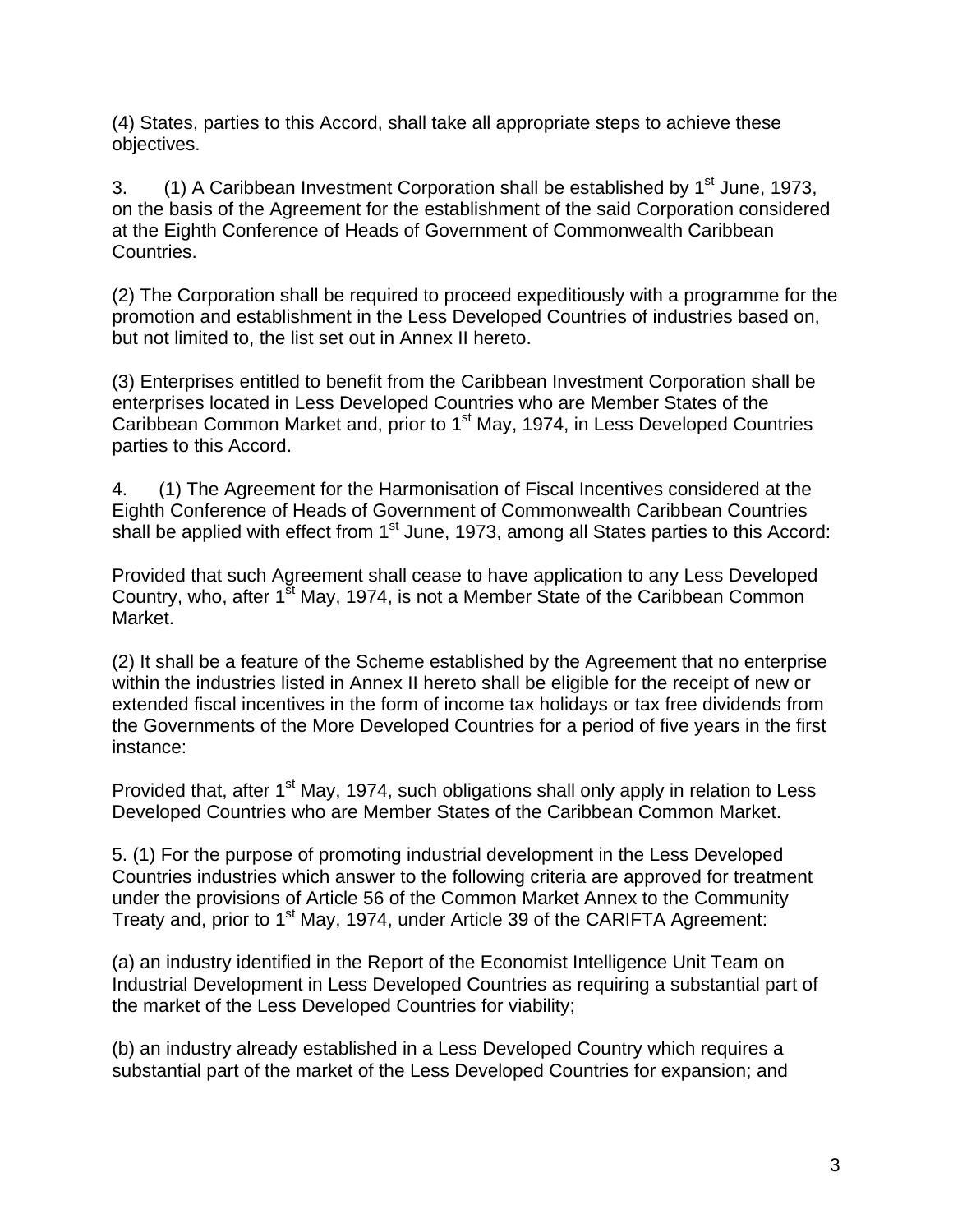(4) States, parties to this Accord, shall take all appropriate steps to achieve these objectives.

3. (1) A Caribbean Investment Corporation shall be established by 1st June, 1973, on the basis of the Agreement for the establishment of the said Corporation considered at the Eighth Conference of Heads of Government of Commonwealth Caribbean Countries.

(2) The Corporation shall be required to proceed expeditiously with a programme for the promotion and establishment in the Less Developed Countries of industries based on, but not limited to, the list set out in Annex II hereto.

(3) Enterprises entitled to benefit from the Caribbean Investment Corporation shall be enterprises located in Less Developed Countries who are Member States of the Caribbean Common Market and, prior to 1st May, 1974, in Less Developed Countries parties to this Accord.

4. (1) The Agreement for the Harmonisation of Fiscal Incentives considered at the Eighth Conference of Heads of Government of Commonwealth Caribbean Countries shall be applied with effect from 1st June, 1973, among all States parties to this Accord:

Provided that such Agreement shall cease to have application to any Less Developed Country, who, after 1st May, 1974, is not a Member State of the Caribbean Common Market.

(2) It shall be a feature of the Scheme established by the Agreement that no enterprise within the industries listed in Annex II hereto shall be eligible for the receipt of new or extended fiscal incentives in the form of income tax holidays or tax free dividends from the Governments of the More Developed Countries for a period of five years in the first instance:

Provided that, after 1st May, 1974, such obligations shall only apply in relation to Less Developed Countries who are Member States of the Caribbean Common Market.

5. (1) For the purpose of promoting industrial development in the Less Developed Countries industries which answer to the following criteria are approved for treatment under the provisions of Article 56 of the Common Market Annex to the Community Treaty and, prior to 1st May, 1974, under Article 39 of the CARIFTA Agreement:

(a) an industry identified in the Report of the Economist Intelligence Unit Team on Industrial Development in Less Developed Countries as requiring a substantial part of the market of the Less Developed Countries for viability;

(b) an industry already established in a Less Developed Country which requires a substantial part of the market of the Less Developed Countries for expansion; and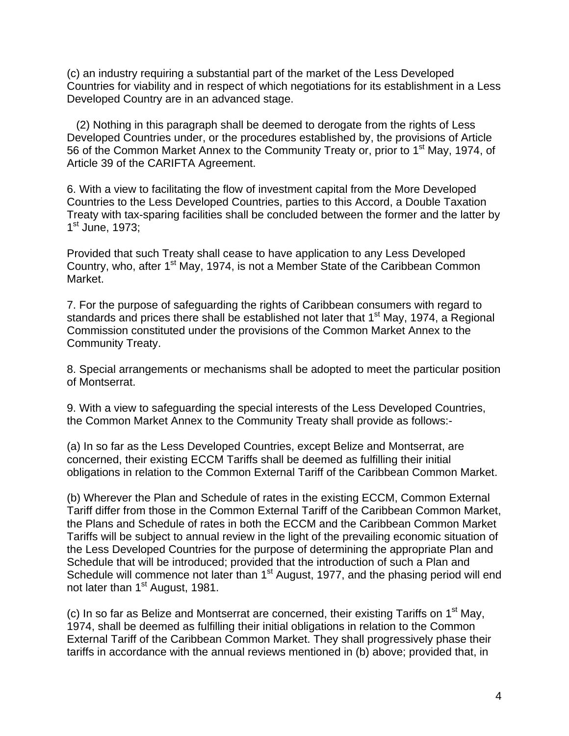(c) an industry requiring a substantial part of the market of the Less Developed Countries for viability and in respect of which negotiations for its establishment in a Less Developed Country are in an advanced stage.

(2) Nothing in this paragraph shall be deemed to derogate from the rights of Less Developed Countries under, or the procedures established by, the provisions of Article 56 of the Common Market Annex to the Community Treaty or, prior to 1st May, 1974, of Article 39 of the CARIFTA Agreement.

6. With a view to facilitating the flow of investment capital from the More Developed Countries to the Less Developed Countries, parties to this Accord, a Double Taxation Treaty with tax-sparing facilities shall be concluded between the former and the latter by 1st June, 1973;

Provided that such Treaty shall cease to have application to any Less Developed Country, who, after 1st May, 1974, is not a Member State of the Caribbean Common Market.

7. For the purpose of safeguarding the rights of Caribbean consumers with regard to standards and prices there shall be established not later that 1st May, 1974, a Regional Commission constituted under the provisions of the Common Market Annex to the Community Treaty.

8. Special arrangements or mechanisms shall be adopted to meet the particular position of Montserrat.

9. With a view to safeguarding the special interests of the Less Developed Countries, the Common Market Annex to the Community Treaty shall provide as follows:-

(a) In so far as the Less Developed Countries, except Belize and Montserrat, are concerned, their existing ECCM Tariffs shall be deemed as fulfilling their initial obligations in relation to the Common External Tariff of the Caribbean Common Market.

(b) Wherever the Plan and Schedule of rates in the existing ECCM, Common External Tariff differ from those in the Common External Tariff of the Caribbean Common Market, the Plans and Schedule of rates in both the ECCM and the Caribbean Common Market Tariffs will be subject to annual review in the light of the prevailing economic situation of the Less Developed Countries for the purpose of determining the appropriate Plan and Schedule that will be introduced; provided that the introduction of such a Plan and Schedule will commence not later than 1st August, 1977, and the phasing period will end not later than 1st August, 1981.

(c) In so far as Belize and Montserrat are concerned, their existing Tariffs on 1st May, 1974, shall be deemed as fulfilling their initial obligations in relation to the Common External Tariff of the Caribbean Common Market. They shall progressively phase their tariffs in accordance with the annual reviews mentioned in (b) above; provided that, in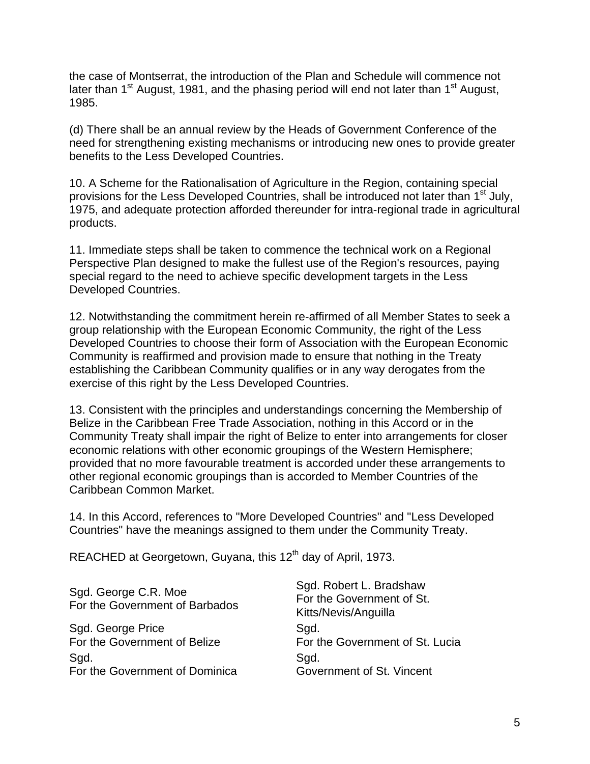the case of Montserrat, the introduction of the Plan and Schedule will commence not later than 1st August, 1981, and the phasing period will end not later than 1st August, 1985.

(d) There shall be an annual review by the Heads of Government Conference of the need for strengthening existing mechanisms or introducing new ones to provide greater benefits to the Less Developed Countries.

10. A Scheme for the Rationalisation of Agriculture in the Region, containing special provisions for the Less Developed Countries, shall be introduced not later than 1st July, 1975, and adequate protection afforded thereunder for intra-regional trade in agricultural products.

11. Immediate steps shall be taken to commence the technical work on a Regional Perspective Plan designed to make the fullest use of the Region's resources, paying special regard to the need to achieve specific development targets in the Less Developed Countries.

12. Notwithstanding the commitment herein re-affirmed of all Member States to seek a group relationship with the European Economic Community, the right of the Less Developed Countries to choose their form of Association with the European Economic Community is reaffirmed and provision made to ensure that nothing in the Treaty establishing the Caribbean Community qualifies or in any way derogates from the exercise of this right by the Less Developed Countries.

13. Consistent with the principles and understandings concerning the Membership of Belize in the Caribbean Free Trade Association, nothing in this Accord or in the Community Treaty shall impair the right of Belize to enter into arrangements for closer economic relations with other economic groupings of the Western Hemisphere; provided that no more favourable treatment is accorded under these arrangements to other regional economic groupings than is accorded to Member Countries of the Caribbean Common Market.

14. In this Accord, references to "More Developed Countries" and "Less Developed Countries" have the meanings assigned to them under the Community Treaty.

REACHED at Georgetown, Guyana, this 12th day of April, 1973.

Sgd. George C.R. Moe
For the Government of Barbados

Sgd. George Price
For the Government of Belize

Sgd.
For the Government of Dominica

Sgd. Robert L. Bradshaw
For the Government of St. Kitts/Nevis/Anguilla

Sgd.
For the Government of St. Lucia

Sgd.
Government of St. Vincent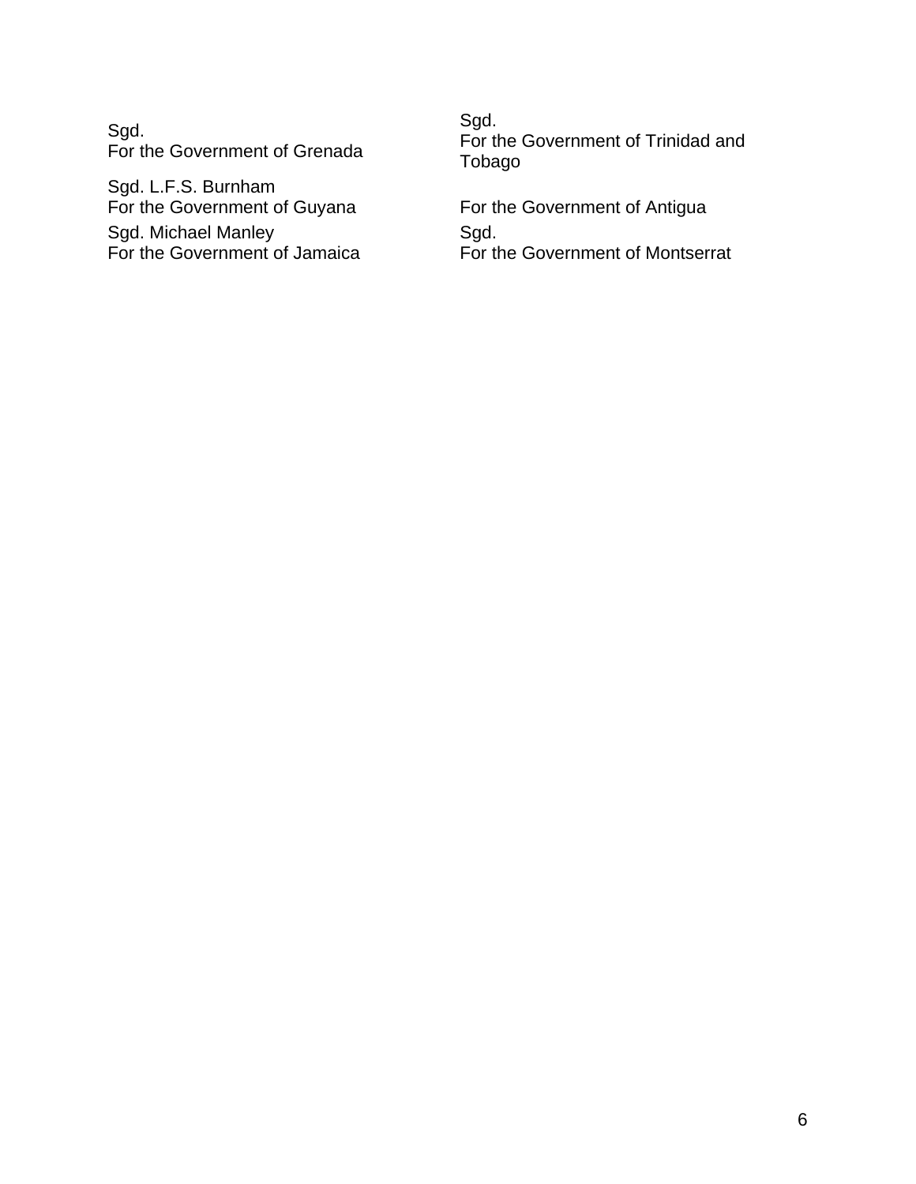Sgd.
For the Government of Grenada

Sgd.
For the Government of Trinidad and Tobago

Sgd. L.F.S. Burnham
For the Government of Guyana

For the Government of Antigua

Sgd. Michael Manley
For the Government of Jamaica

Sgd.
For the Government of Montserrat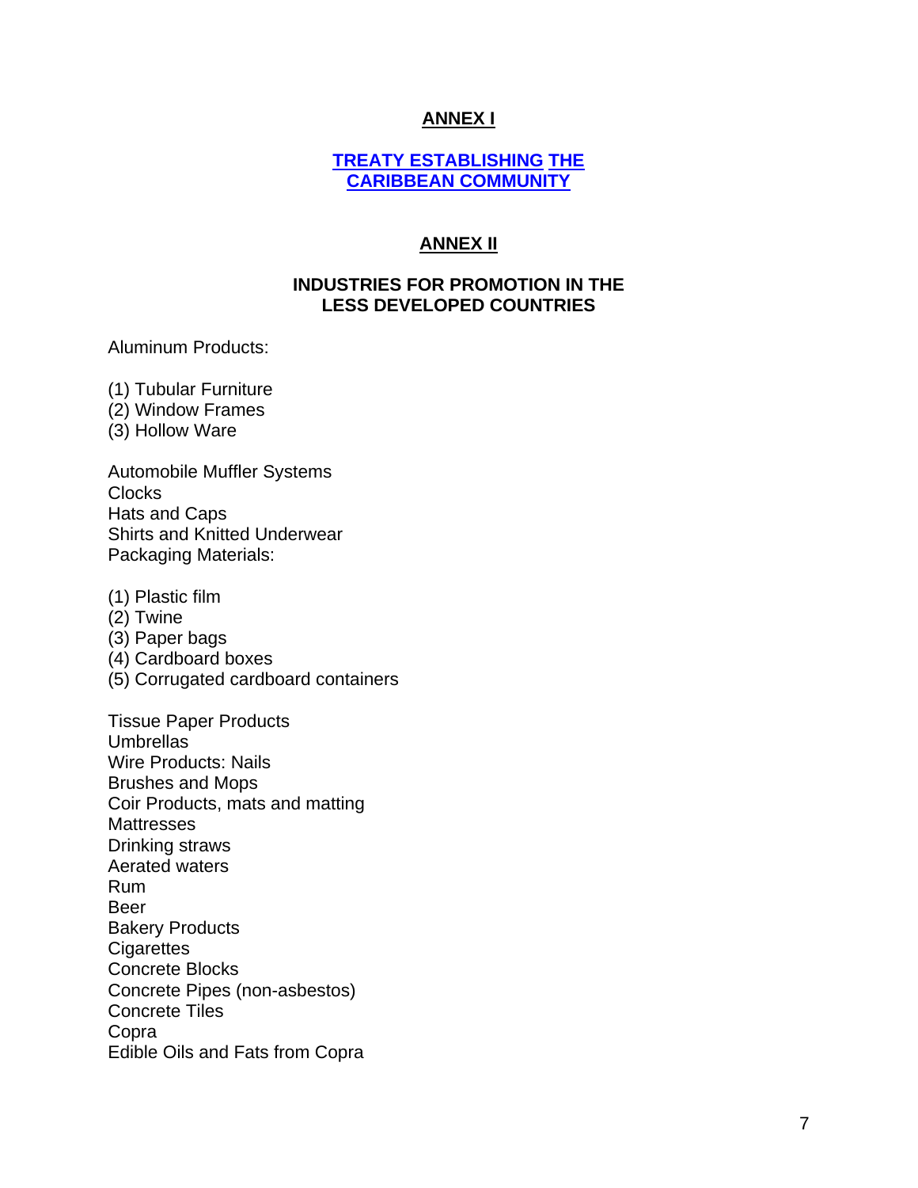## ANNEX I

**[TREATY ESTABLISHING THE CARIBBEAN COMMUNITY]**

## ANNEX II

### INDUSTRIES FOR PROMOTION IN THE LESS DEVELOPED COUNTRIES

Aluminum Products:

(1) Tubular Furniture
(2) Window Frames
(3) Hollow Ware

Automobile Muffler Systems
Clocks
Hats and Caps
Shirts and Knitted Underwear
Packaging Materials:

(1) Plastic film
(2) Twine
(3) Paper bags
(4) Cardboard boxes
(5) Corrugated cardboard containers

Tissue Paper Products
Umbrellas
Wire Products: Nails
Brushes and Mops
Coir Products, mats and matting
Mattresses
Drinking straws
Aerated waters
Rum
Beer
Bakery Products
Cigarettes
Concrete Blocks
Concrete Pipes (non-asbestos)
Concrete Tiles
Copra
Edible Oils and Fats from Copra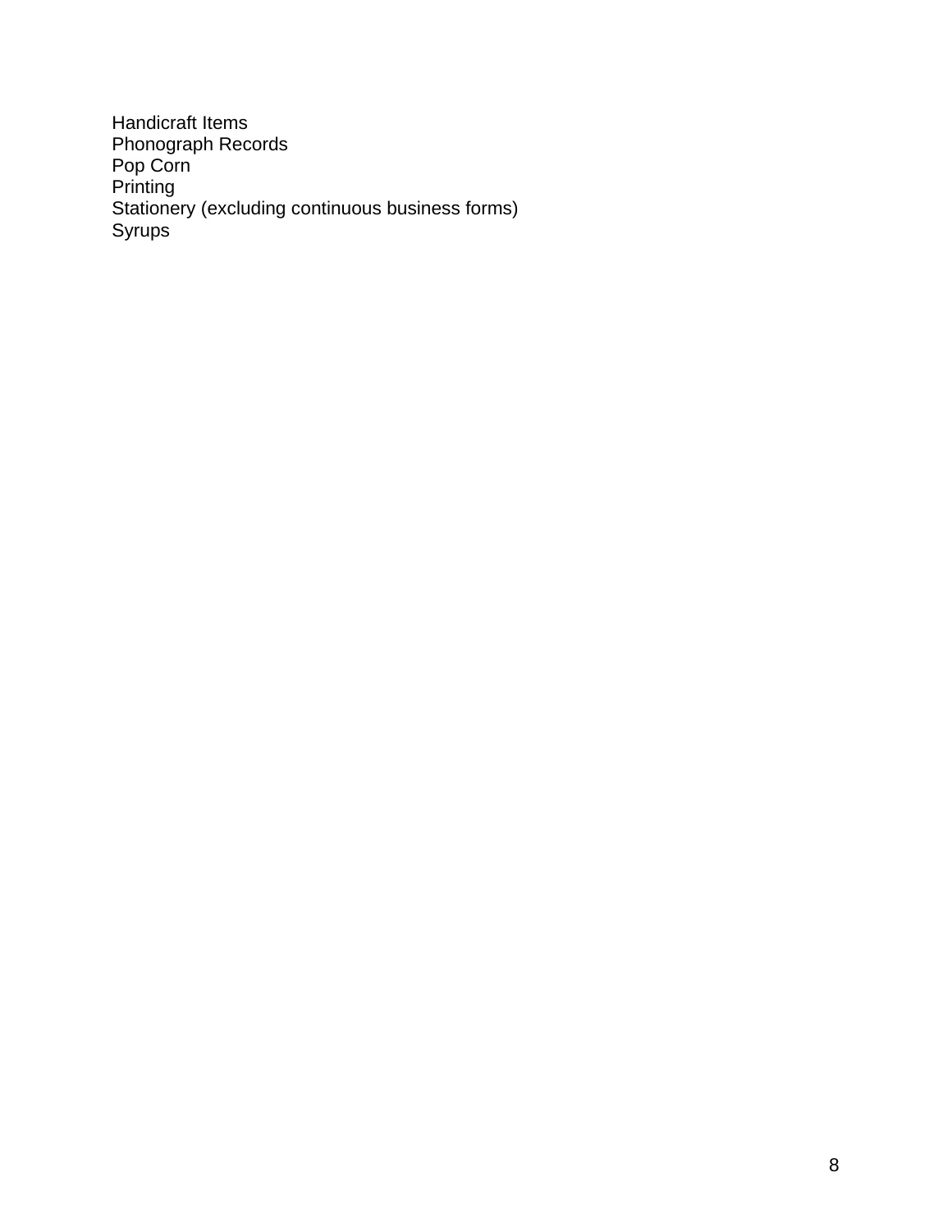Handicraft Items
Phonograph Records
Pop Corn
Printing
Stationery (excluding continuous business forms)
Syrups